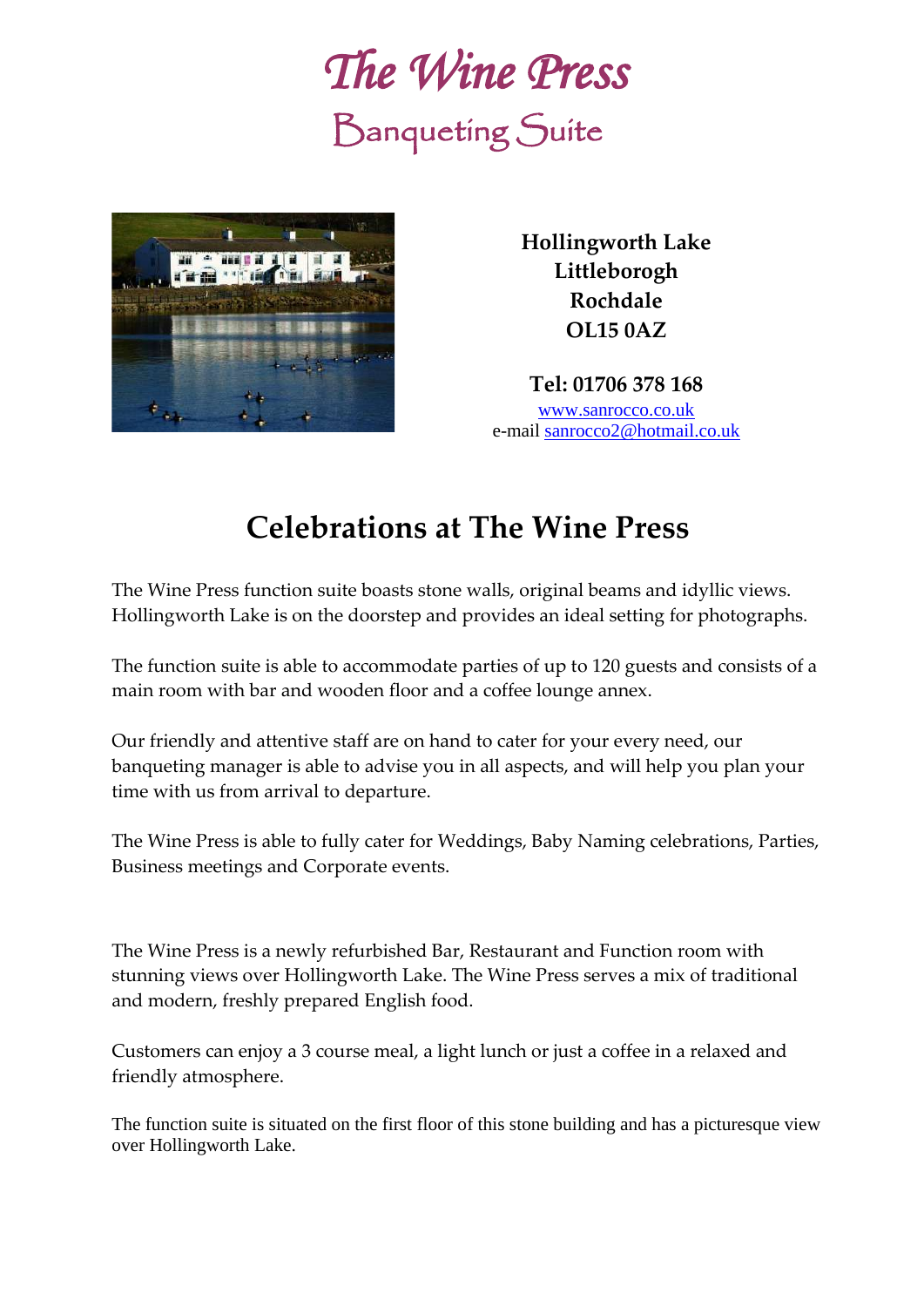# The Wine Press

## Banqueting Suite

**Hollingworth Lake**
**Littleborogh**
**Rochdale**
**OL15 0AZ**

**Tel: 01706 378 168**
www.sanrocco.co.uk
e-mail sanrocco2@hotmail.co.uk

## Celebrations at The Wine Press

The Wine Press function suite boasts stone walls, original beams and idyllic views. Hollingworth Lake is on the doorstep and provides an ideal setting for photographs.

The function suite is able to accommodate parties of up to 120 guests and consists of a main room with bar and wooden floor and a coffee lounge annex.

Our friendly and attentive staff are on hand to cater for your every need, our banqueting manager is able to advise you in all aspects, and will help you plan your time with us from arrival to departure.

The Wine Press is able to fully cater for Weddings, Baby Naming celebrations, Parties, Business meetings and Corporate events.

The Wine Press is a newly refurbished Bar, Restaurant and Function room with stunning views over Hollingworth Lake. The Wine Press serves a mix of traditional and modern, freshly prepared English food.

Customers can enjoy a 3 course meal, a light lunch or just a coffee in a relaxed and friendly atmosphere.

The function suite is situated on the first floor of this stone building and has a picturesque view over Hollingworth Lake.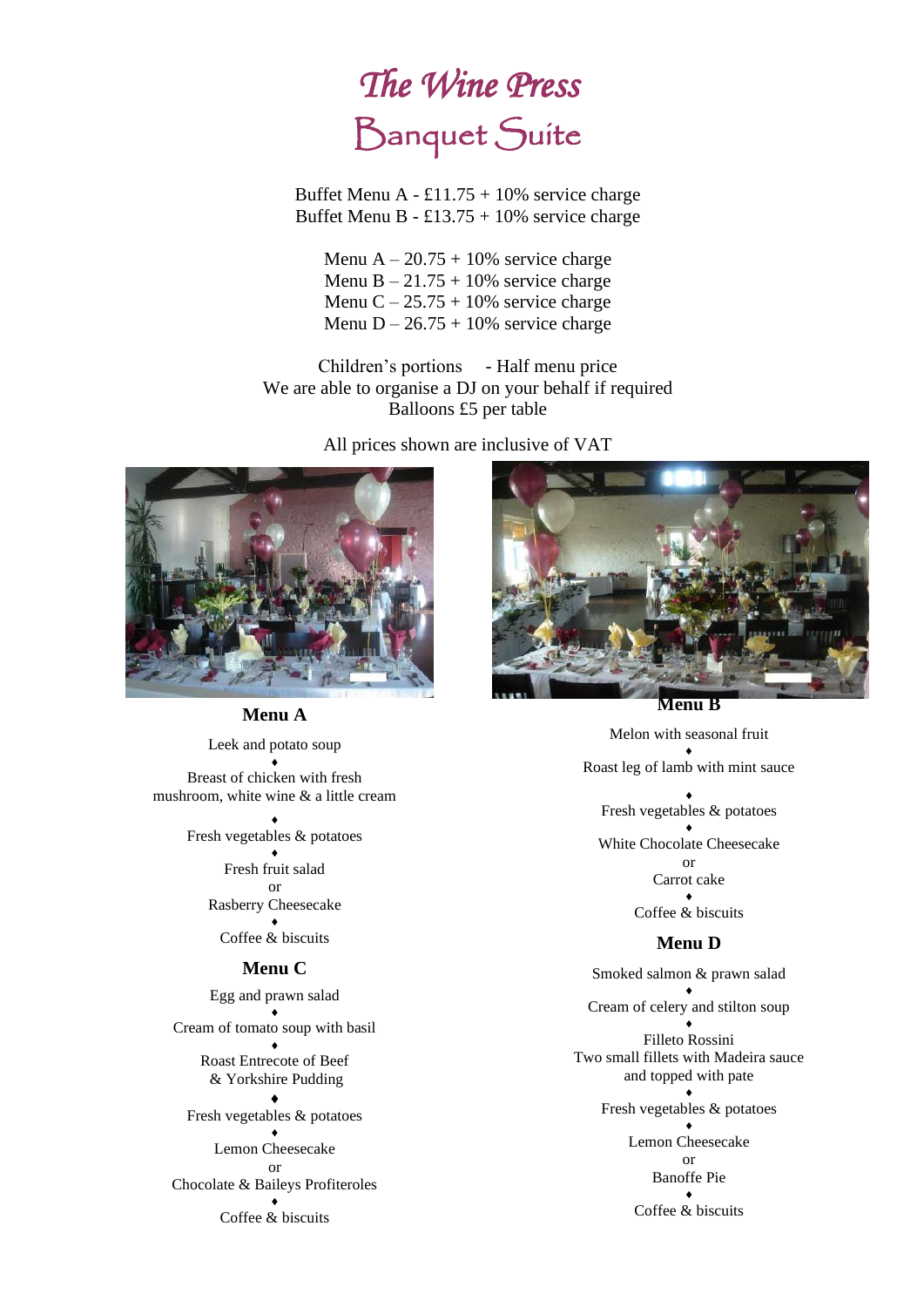# The Wine Press

## Banquet Suite

Buffet Menu A - £11.75 + 10% service charge
Buffet Menu B - £13.75 + 10% service charge

Menu A – 20.75 + 10% service charge
Menu B – 21.75 + 10% service charge
Menu C – 25.75 + 10% service charge
Menu D – 26.75 + 10% service charge

Children's portions - Half menu price
We are able to organise a DJ on your behalf if required
Balloons £5 per table

All prices shown are inclusive of VAT

### Menu A

Leek and potato soup
♦
Breast of chicken with fresh mushroom, white wine & a little cream
♦
Fresh vegetables & potatoes
♦
Fresh fruit salad
or
Rasberry Cheesecake
♦
Coffee & biscuits

### Menu B

Melon with seasonal fruit
♦
Roast leg of lamb with mint sauce
♦
Fresh vegetables & potatoes
♦
White Chocolate Cheesecake
or
Carrot cake
♦
Coffee & biscuits

### Menu C

Egg and prawn salad
♦
Cream of tomato soup with basil
♦
Roast Entrecote of Beef
& Yorkshire Pudding
♦
Fresh vegetables & potatoes
♦
Lemon Cheesecake
or
Chocolate & Baileys Profiteroles
♦
Coffee & biscuits

### Menu D

Smoked salmon & prawn salad
♦
Cream of celery and stilton soup
♦
Filleto Rossini
Two small fillets with Madeira sauce and topped with pate
♦
Fresh vegetables & potatoes
♦
Lemon Cheesecake
or
Banoffe Pie
♦
Coffee & biscuits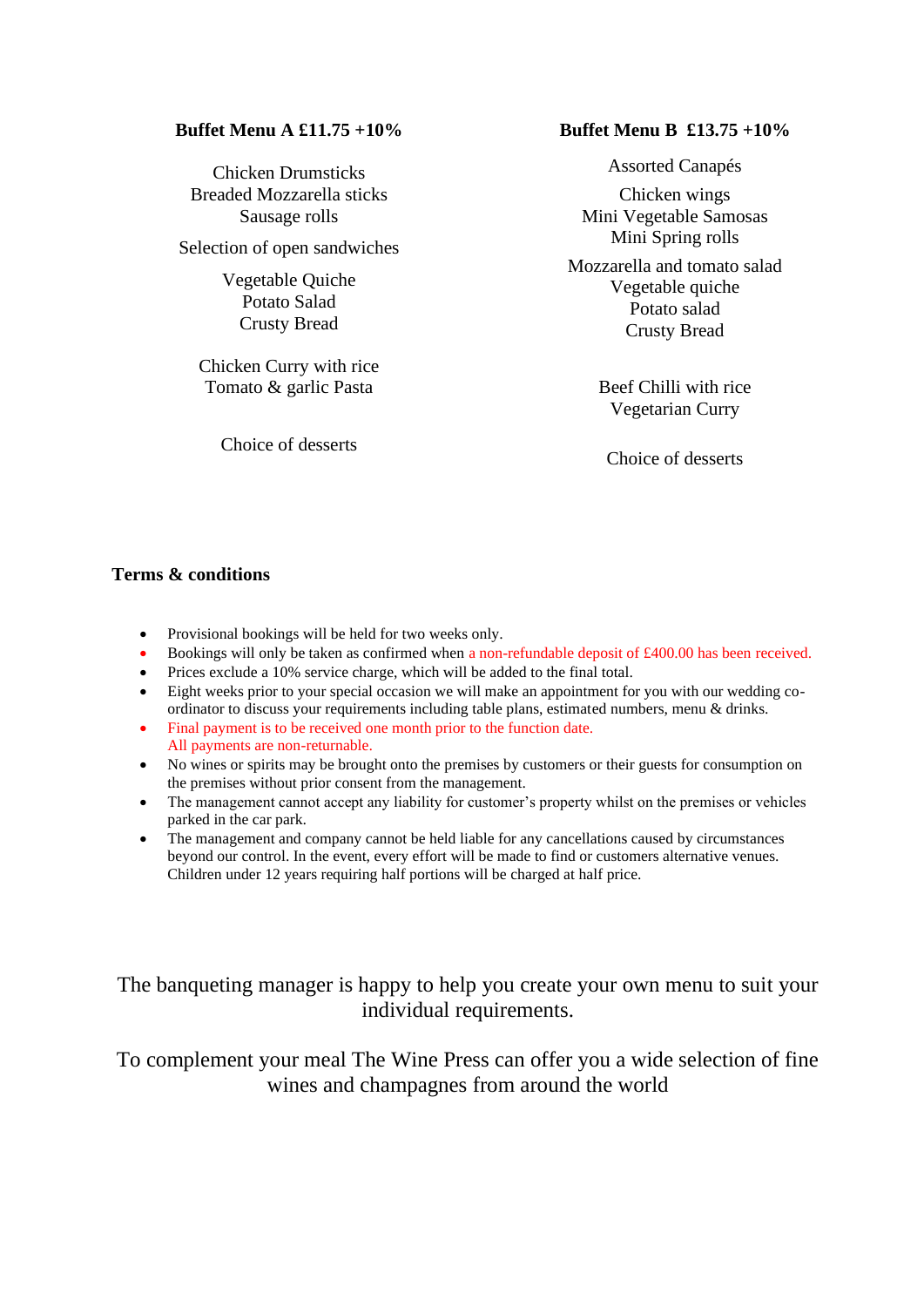**Buffet Menu A £11.75 +10%**

Chicken Drumsticks
Breaded Mozzarella sticks
Sausage rolls

Selection of open sandwiches

Vegetable Quiche
Potato Salad
Crusty Bread

Chicken Curry with rice
Tomato & garlic Pasta

Choice of desserts

**Buffet Menu B £13.75 +10%**

Assorted Canapés

Chicken wings
Mini Vegetable Samosas
Mini Spring rolls

Mozzarella and tomato salad
Vegetable quiche
Potato salad
Crusty Bread

Beef Chilli with rice
Vegetarian Curry

Choice of desserts

**Terms & conditions**

- Provisional bookings will be held for two weeks only.
- Bookings will only be taken as confirmed when a non-refundable deposit of £400.00 has been received.
- Prices exclude a 10% service charge, which will be added to the final total.
- Eight weeks prior to your special occasion we will make an appointment for you with our wedding co-ordinator to discuss your requirements including table plans, estimated numbers, menu & drinks.
- Final payment is to be received one month prior to the function date.
  All payments are non-returnable.
- No wines or spirits may be brought onto the premises by customers or their guests for consumption on the premises without prior consent from the management.
- The management cannot accept any liability for customer's property whilst on the premises or vehicles parked in the car park.
- The management and company cannot be held liable for any cancellations caused by circumstances beyond our control. In the event, every effort will be made to find or customers alternative venues.
  Children under 12 years requiring half portions will be charged at half price.

The banqueting manager is happy to help you create your own menu to suit your individual requirements.

To complement your meal The Wine Press can offer you a wide selection of fine wines and champagnes from around the world